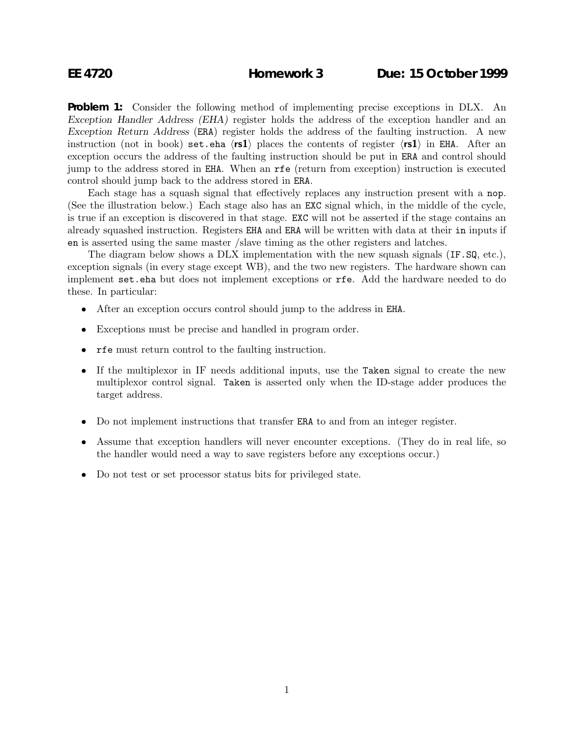**EE 4720 Homework 3 Due: 15 October 1999**

**Problem 1:** Consider the following method of implementing precise exceptions in DLX. An *Exception Handler Address (EHA)* register holds the address of the exception handler and an *Exception Return Address* (ERA) register holds the address of the faulting instruction. A new instruction (not in book) `set.eha` ⟨**rs1**⟩ places the contents of register ⟨**rs1**⟩ in EHA. After an exception occurs the address of the faulting instruction should be put in ERA and control should jump to the address stored in EHA. When an `rfe` (return from exception) instruction is executed control should jump back to the address stored in ERA.

Each stage has a squash signal that effectively replaces any instruction present with a `nop`. (See the illustration below.) Each stage also has an EXC signal which, in the middle of the cycle, is true if an exception is discovered in that stage. EXC will not be asserted if the stage contains an already squashed instruction. Registers EHA and ERA will be written with data at their `in` inputs if `en` is asserted using the same master /slave timing as the other registers and latches.

The diagram below shows a DLX implementation with the new squash signals (IF.SQ, etc.), exception signals (in every stage except WB), and the two new registers. The hardware shown can implement `set.eha` but does not implement exceptions or `rfe`. Add the hardware needed to do these. In particular:

- After an exception occurs control should jump to the address in EHA.
- Exceptions must be precise and handled in program order.
- `rfe` must return control to the faulting instruction.
- If the multiplexor in IF needs additional inputs, use the Taken signal to create the new multiplexor control signal. Taken is asserted only when the ID-stage adder produces the target address.
- Do not implement instructions that transfer ERA to and from an integer register.
- Assume that exception handlers will never encounter exceptions. (They do in real life, so the handler would need a way to save registers before any exceptions occur.)
- Do not test or set processor status bits for privileged state.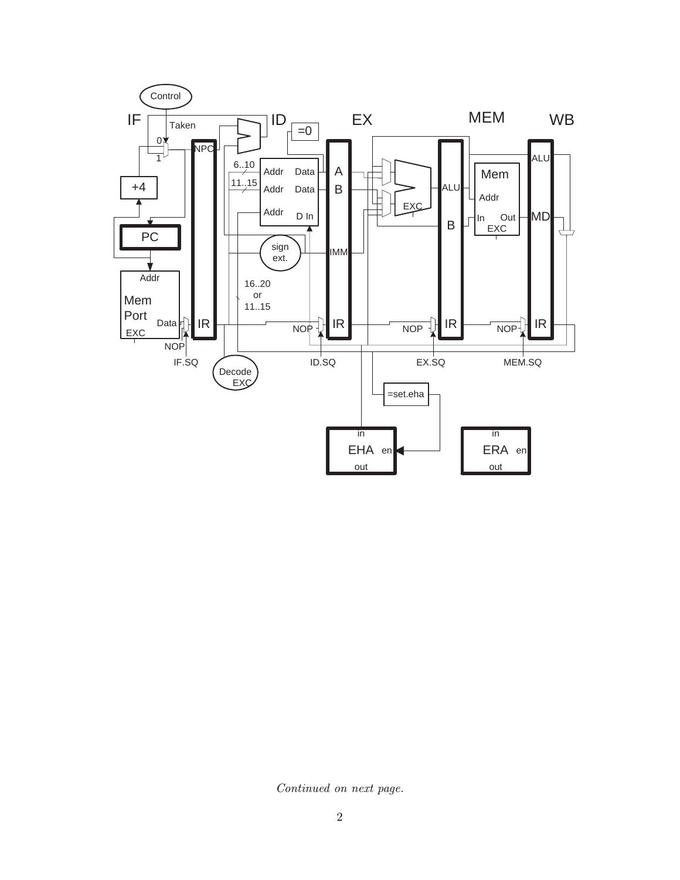*Continued on next page.*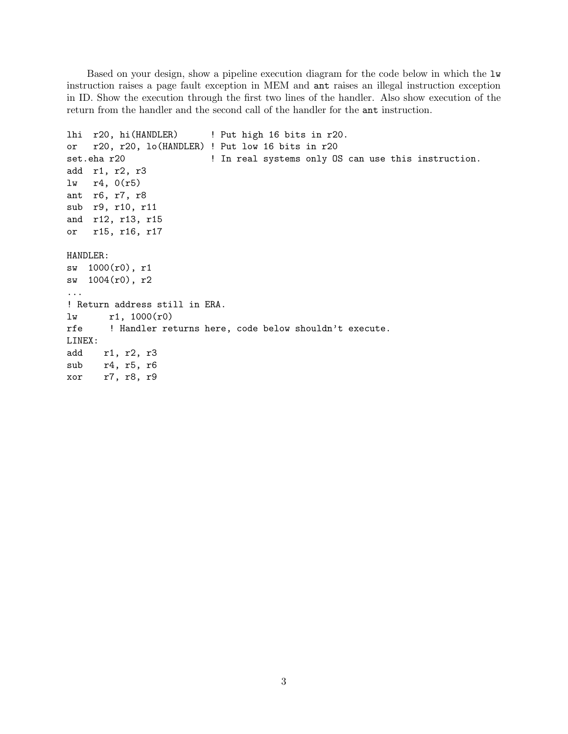Based on your design, show a pipeline execution diagram for the code below in which the `lw` instruction raises a page fault exception in MEM and `ant` raises an illegal instruction exception in ID. Show the execution through the first two lines of the handler. Also show execution of the return from the handler and the second call of the handler for the `ant` instruction.

```
lhi  r20, hi(HANDLER)      ! Put high 16 bits in r20.
or   r20, r20, lo(HANDLER) ! Put low 16 bits in r20
set.eha r20                ! In real systems only OS can use this instruction.
add  r1, r2, r3
lw   r4, 0(r5)
ant  r6, r7, r8
sub  r9, r10, r11
and  r12, r13, r15
or   r15, r16, r17

HANDLER:
sw  1000(r0), r1
sw  1004(r0), r2
...
! Return address still in ERA.
lw      r1, 1000(r0)
rfe     ! Handler returns here, code below shouldn't execute.
LINEX:
add    r1, r2, r3
sub    r4, r5, r6
xor    r7, r8, r9
```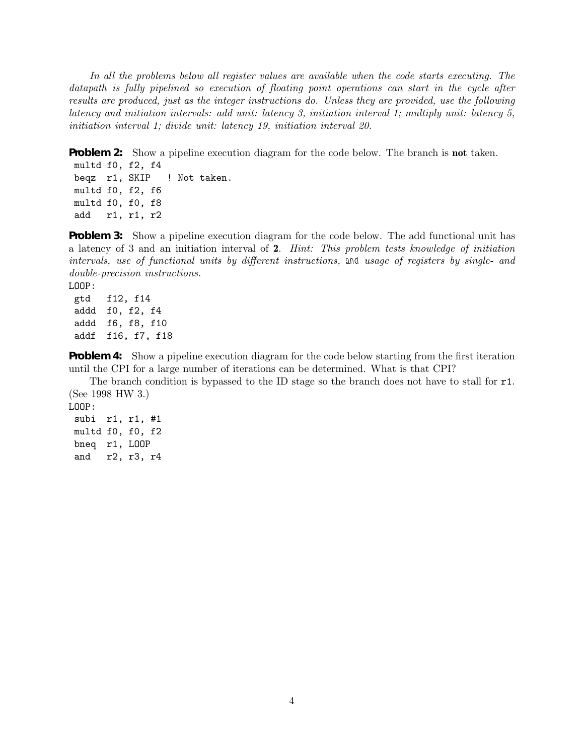*In all the problems below all register values are available when the code starts executing. The datapath is fully pipelined so execution of floating point operations can start in the cycle after results are produced, just as the integer instructions do. Unless they are provided, use the following latency and initiation intervals: add unit: latency 3, initiation interval 1; multiply unit: latency 5, initiation interval 1; divide unit: latency 19, initiation interval 20.*

**Problem 2:** Show a pipeline execution diagram for the code below. The branch is **not** taken.

```
 multd f0, f2, f4
 beqz  r1, SKIP   ! Not taken.
 multd f0, f2, f6
 multd f0, f0, f8
 add   r1, r1, r2
```

**Problem 3:** Show a pipeline execution diagram for the code below. The add functional unit has a latency of 3 and an initiation interval of **2**. *Hint: This problem tests knowledge of initiation intervals, use of functional units by different instructions,* and *usage of registers by single- and double-precision instructions.*

```
LOOP:
 gtd   f12, f14
 addd  f0, f2, f4
 addd  f6, f8, f10
 addf  f16, f7, f18
```

**Problem 4:** Show a pipeline execution diagram for the code below starting from the first iteration until the CPI for a large number of iterations can be determined. What is that CPI?

The branch condition is bypassed to the ID stage so the branch does not have to stall for `r1`. (See 1998 HW 3.)

```
LOOP:
 subi  r1, r1, #1
 multd f0, f0, f2
 bneq  r1, LOOP
 and   r2, r3, r4
```